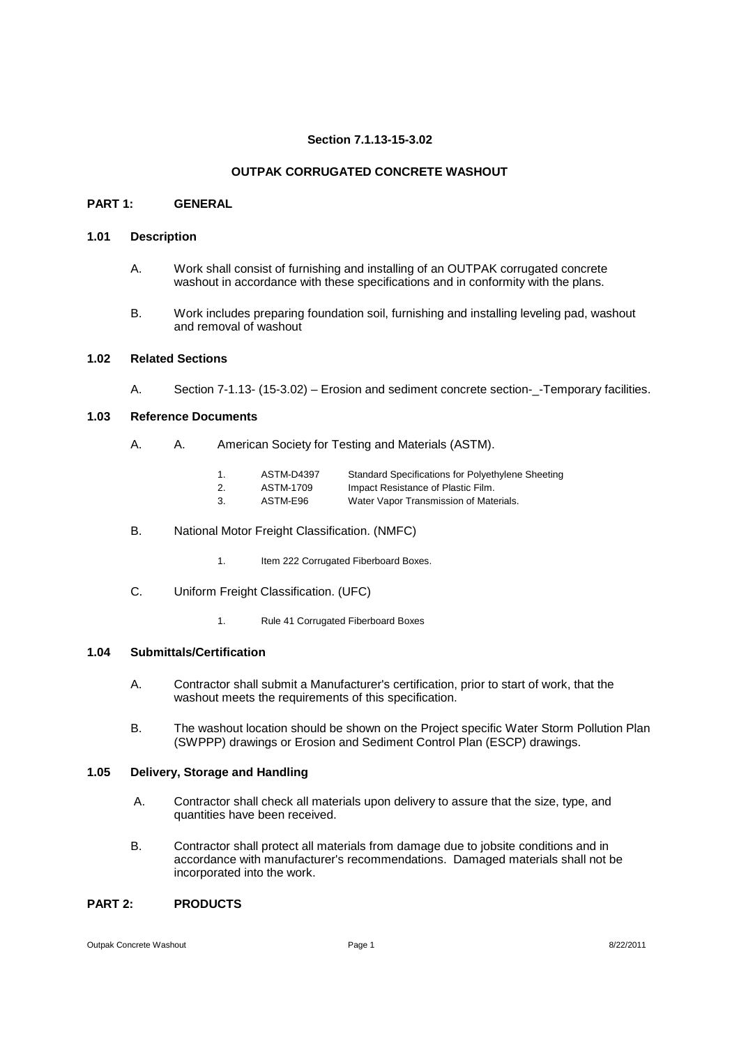**Section 7.1.13-15-3.02**

**OUTPAK CORRUGATED CONCRETE WASHOUT**

## PART 1: GENERAL

### 1.01 Description

A. Work shall consist of furnishing and installing of an OUTPAK corrugated concrete washout in accordance with these specifications and in conformity with the plans.

B. Work includes preparing foundation soil, furnishing and installing leveling pad, washout and removal of washout

### 1.02 Related Sections

A. Section 7-1.13- (15-3.02) – Erosion and sediment concrete section-_-Temporary facilities.

### 1.03 Reference Documents

A. A. American Society for Testing and Materials (ASTM).

1. ASTM-D4397 Standard Specifications for Polyethylene Sheeting
2. ASTM-1709 Impact Resistance of Plastic Film.
3. ASTM-E96 Water Vapor Transmission of Materials.

B. National Motor Freight Classification. (NMFC)

1. Item 222 Corrugated Fiberboard Boxes.

C. Uniform Freight Classification. (UFC)

1. Rule 41 Corrugated Fiberboard Boxes

### 1.04 Submittals/Certification

A. Contractor shall submit a Manufacturer's certification, prior to start of work, that the washout meets the requirements of this specification.

B. The washout location should be shown on the Project specific Water Storm Pollution Plan (SWPPP) drawings or Erosion and Sediment Control Plan (ESCP) drawings.

### 1.05 Delivery, Storage and Handling

A. Contractor shall check all materials upon delivery to assure that the size, type, and quantities have been received.

B. Contractor shall protect all materials from damage due to jobsite conditions and in accordance with manufacturer's recommendations. Damaged materials shall not be incorporated into the work.

## PART 2: PRODUCTS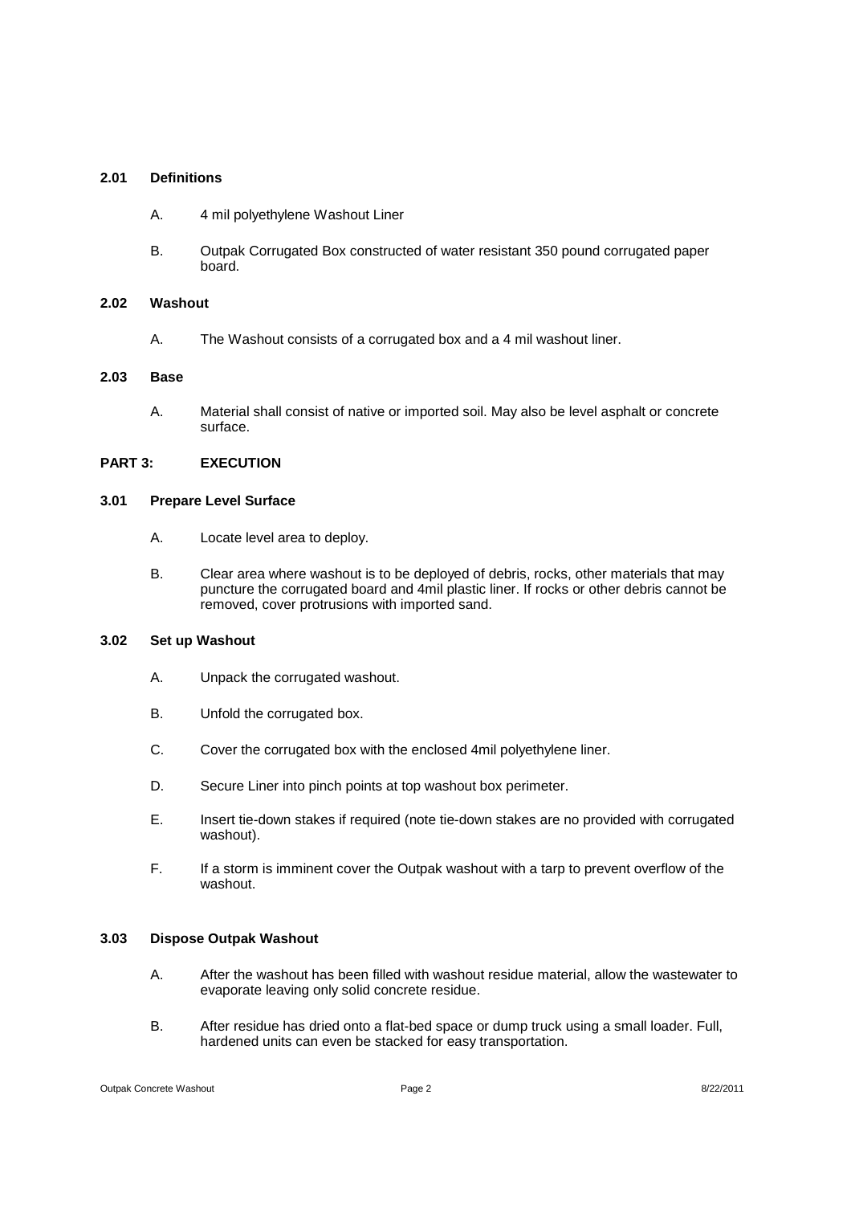### 2.01 Definitions

A. 4 mil polyethylene Washout Liner

B. Outpak Corrugated Box constructed of water resistant 350 pound corrugated paper board.

### 2.02 Washout

A. The Washout consists of a corrugated box and a 4 mil washout liner.

### 2.03 Base

A. Material shall consist of native or imported soil. May also be level asphalt or concrete surface.

## PART 3: EXECUTION

### 3.01 Prepare Level Surface

A. Locate level area to deploy.

B. Clear area where washout is to be deployed of debris, rocks, other materials that may puncture the corrugated board and 4mil plastic liner. If rocks or other debris cannot be removed, cover protrusions with imported sand.

### 3.02 Set up Washout

A. Unpack the corrugated washout.

B. Unfold the corrugated box.

C. Cover the corrugated box with the enclosed 4mil polyethylene liner.

D. Secure Liner into pinch points at top washout box perimeter.

E. Insert tie-down stakes if required (note tie-down stakes are no provided with corrugated washout).

F. If a storm is imminent cover the Outpak washout with a tarp to prevent overflow of the washout.

### 3.03 Dispose Outpak Washout

A. After the washout has been filled with washout residue material, allow the wastewater to evaporate leaving only solid concrete residue.

B. After residue has dried onto a flat-bed space or dump truck using a small loader. Full, hardened units can even be stacked for easy transportation.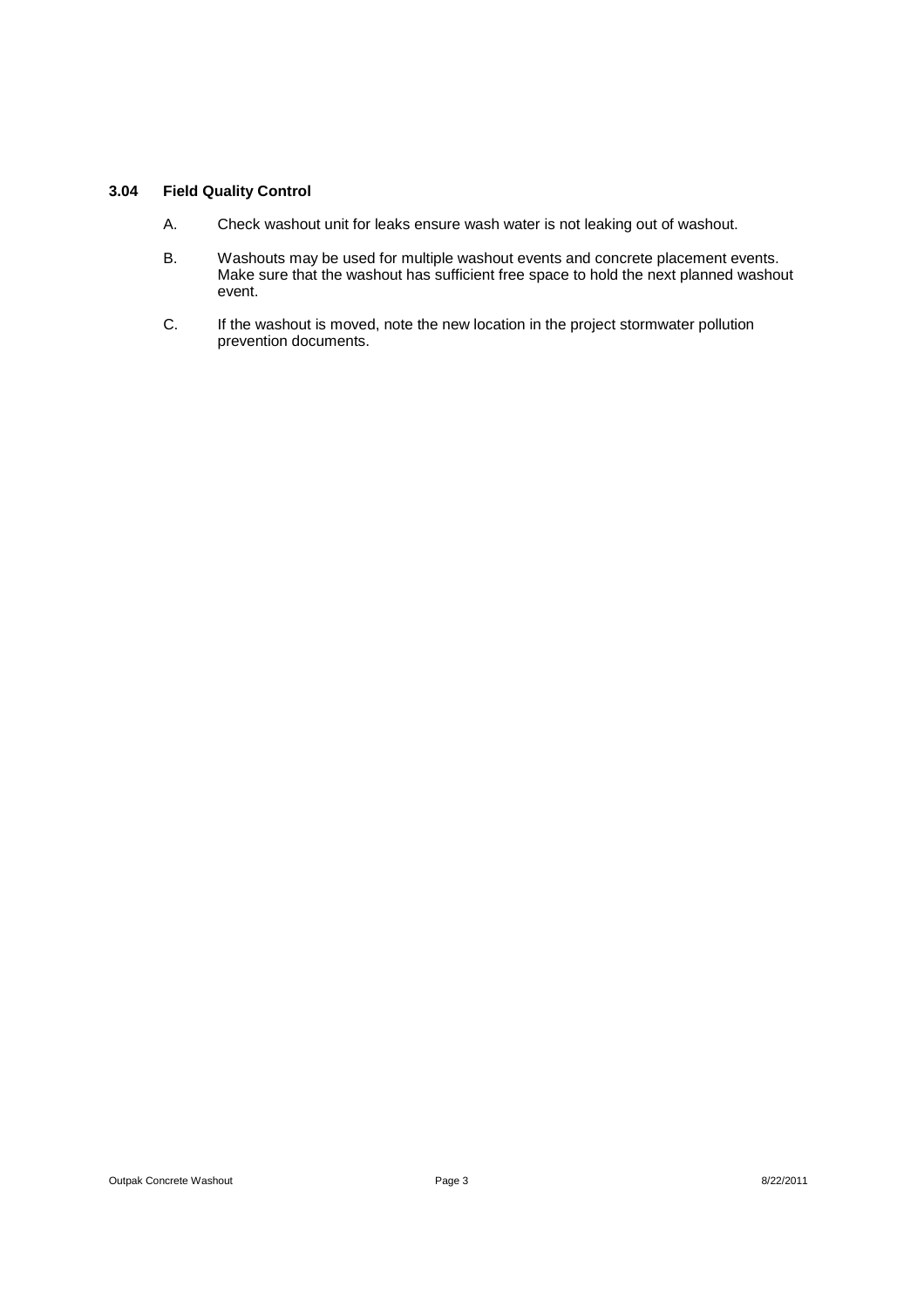### 3.04 Field Quality Control

A. Check washout unit for leaks ensure wash water is not leaking out of washout.

B. Washouts may be used for multiple washout events and concrete placement events. Make sure that the washout has sufficient free space to hold the next planned washout event.

C. If the washout is moved, note the new location in the project stormwater pollution prevention documents.